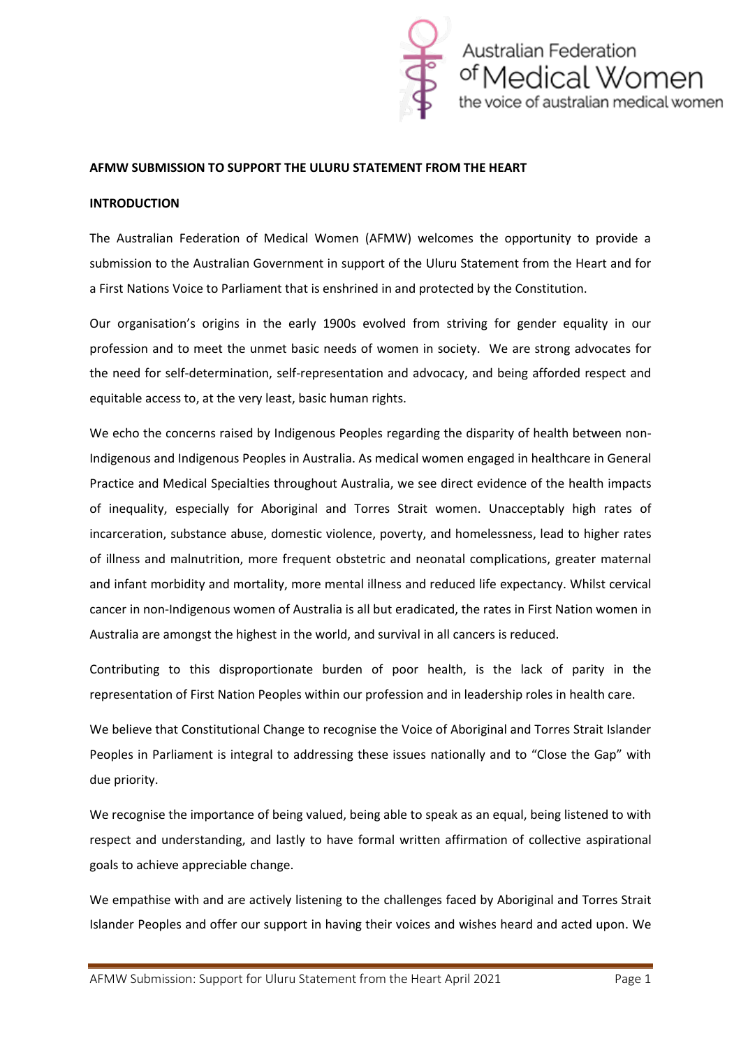Australian Federation of Medical Women
the voice of australian medical women

**AFMW SUBMISSION TO SUPPORT THE ULURU STATEMENT FROM THE HEART**

**INTRODUCTION**

The Australian Federation of Medical Women (AFMW) welcomes the opportunity to provide a submission to the Australian Government in support of the Uluru Statement from the Heart and for a First Nations Voice to Parliament that is enshrined in and protected by the Constitution.

Our organisation's origins in the early 1900s evolved from striving for gender equality in our profession and to meet the unmet basic needs of women in society. We are strong advocates for the need for self-determination, self-representation and advocacy, and being afforded respect and equitable access to, at the very least, basic human rights.

We echo the concerns raised by Indigenous Peoples regarding the disparity of health between non-Indigenous and Indigenous Peoples in Australia. As medical women engaged in healthcare in General Practice and Medical Specialties throughout Australia, we see direct evidence of the health impacts of inequality, especially for Aboriginal and Torres Strait women. Unacceptably high rates of incarceration, substance abuse, domestic violence, poverty, and homelessness, lead to higher rates of illness and malnutrition, more frequent obstetric and neonatal complications, greater maternal and infant morbidity and mortality, more mental illness and reduced life expectancy. Whilst cervical cancer in non-Indigenous women of Australia is all but eradicated, the rates in First Nation women in Australia are amongst the highest in the world, and survival in all cancers is reduced.

Contributing to this disproportionate burden of poor health, is the lack of parity in the representation of First Nation Peoples within our profession and in leadership roles in health care.

We believe that Constitutional Change to recognise the Voice of Aboriginal and Torres Strait Islander Peoples in Parliament is integral to addressing these issues nationally and to "Close the Gap" with due priority.

We recognise the importance of being valued, being able to speak as an equal, being listened to with respect and understanding, and lastly to have formal written affirmation of collective aspirational goals to achieve appreciable change.

We empathise with and are actively listening to the challenges faced by Aboriginal and Torres Strait Islander Peoples and offer our support in having their voices and wishes heard and acted upon. We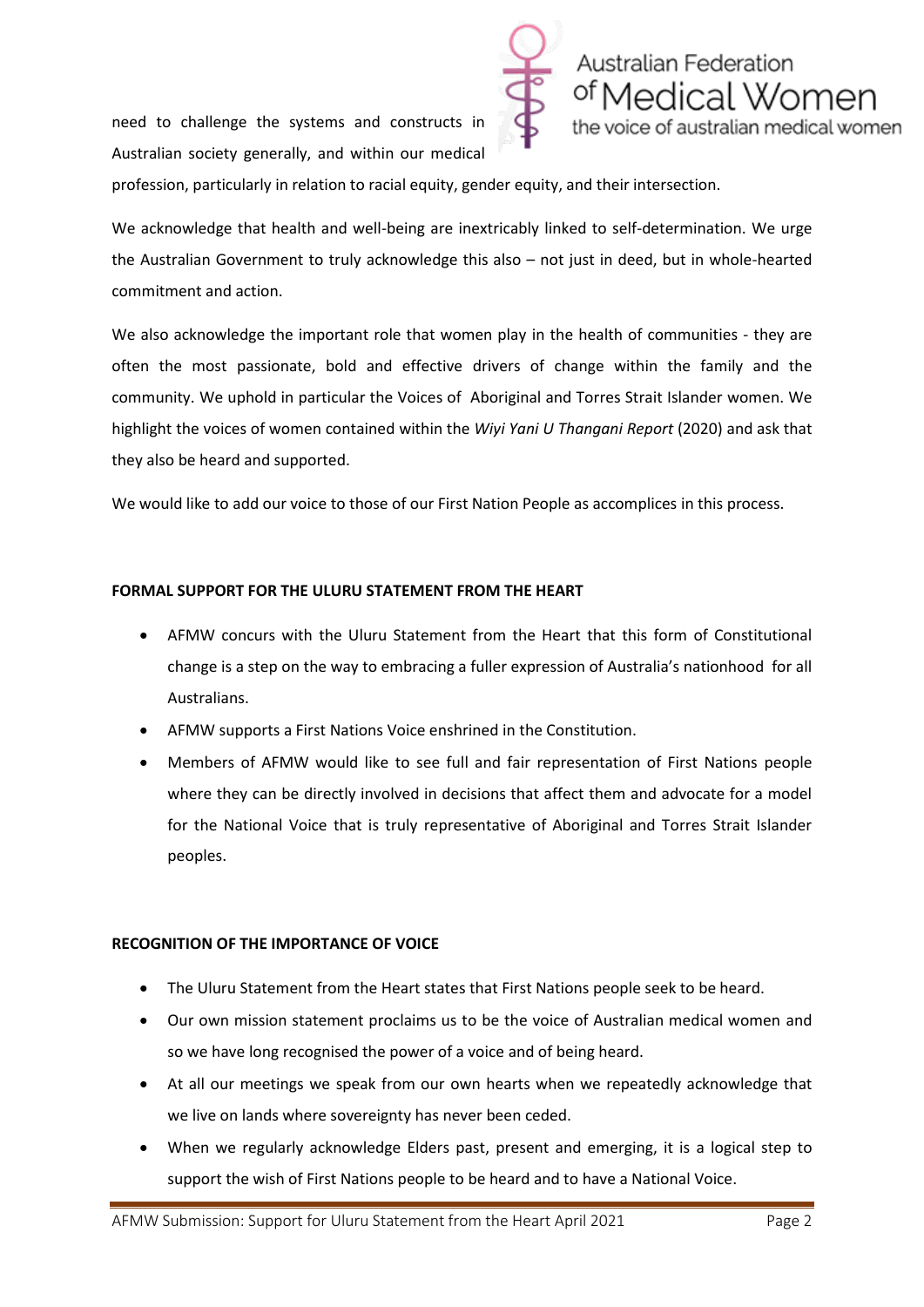need to challenge the systems and constructs in Australian society generally, and within our medical profession, particularly in relation to racial equity, gender equity, and their intersection.

We acknowledge that health and well-being are inextricably linked to self-determination. We urge the Australian Government to truly acknowledge this also – not just in deed, but in whole-hearted commitment and action.

We also acknowledge the important role that women play in the health of communities - they are often the most passionate, bold and effective drivers of change within the family and the community. We uphold in particular the Voices of Aboriginal and Torres Strait Islander women. We highlight the voices of women contained within the *Wiyi Yani U Thangani Report* (2020) and ask that they also be heard and supported.

We would like to add our voice to those of our First Nation People as accomplices in this process.

**FORMAL SUPPORT FOR THE ULURU STATEMENT FROM THE HEART**

- AFMW concurs with the Uluru Statement from the Heart that this form of Constitutional change is a step on the way to embracing a fuller expression of Australia's nationhood for all Australians.
- AFMW supports a First Nations Voice enshrined in the Constitution.
- Members of AFMW would like to see full and fair representation of First Nations people where they can be directly involved in decisions that affect them and advocate for a model for the National Voice that is truly representative of Aboriginal and Torres Strait Islander peoples.

**RECOGNITION OF THE IMPORTANCE OF VOICE**

- The Uluru Statement from the Heart states that First Nations people seek to be heard.
- Our own mission statement proclaims us to be the voice of Australian medical women and so we have long recognised the power of a voice and of being heard.
- At all our meetings we speak from our own hearts when we repeatedly acknowledge that we live on lands where sovereignty has never been ceded.
- When we regularly acknowledge Elders past, present and emerging, it is a logical step to support the wish of First Nations people to be heard and to have a National Voice.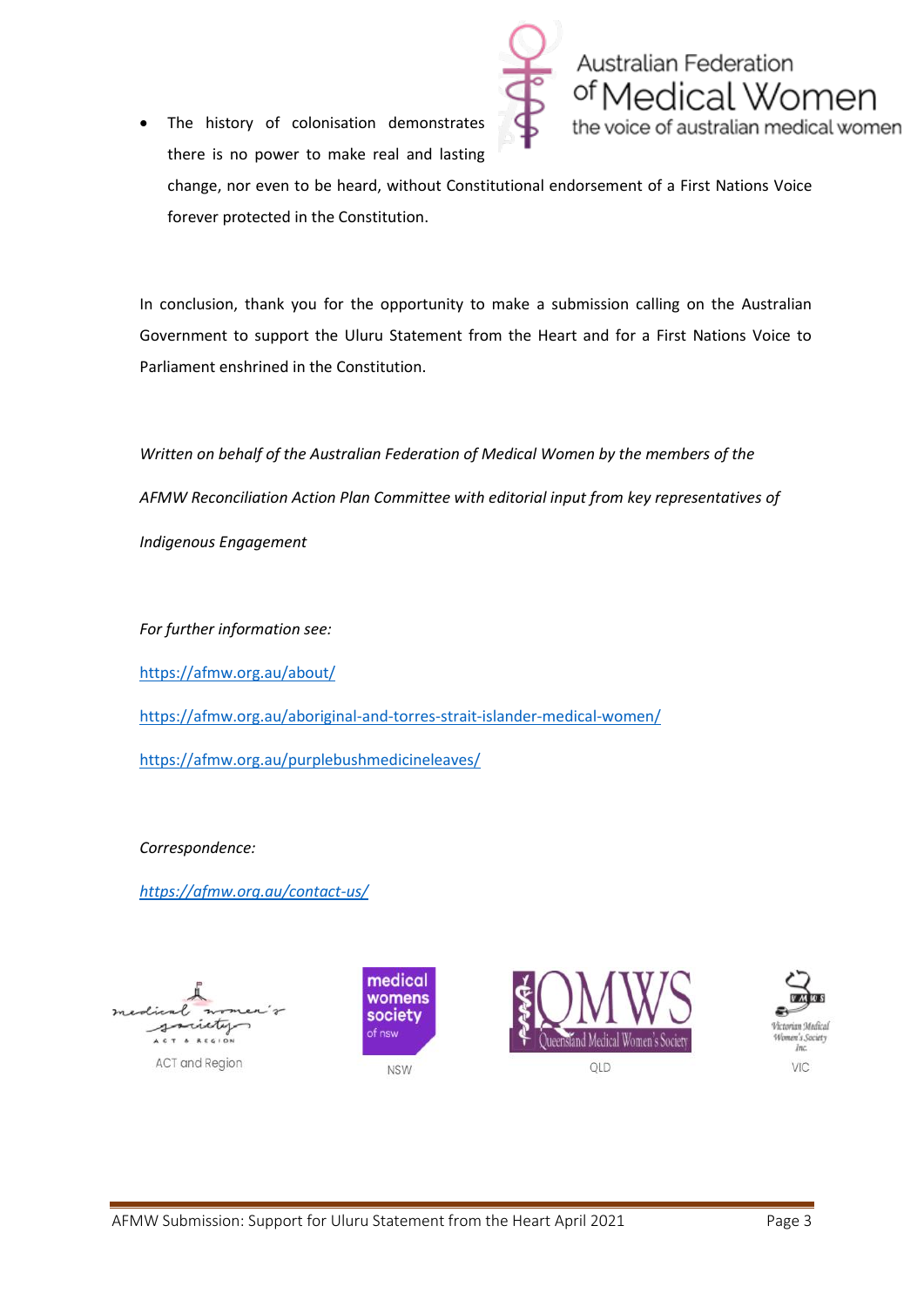- The history of colonisation demonstrates there is no power to make real and lasting change, nor even to be heard, without Constitutional endorsement of a First Nations Voice forever protected in the Constitution.

In conclusion, thank you for the opportunity to make a submission calling on the Australian Government to support the Uluru Statement from the Heart and for a First Nations Voice to Parliament enshrined in the Constitution.

*Written on behalf of the Australian Federation of Medical Women by the members of the AFMW Reconciliation Action Plan Committee with editorial input from key representatives of Indigenous Engagement*

*For further information see:*

https://afmw.org.au/about/

https://afmw.org.au/aboriginal-and-torres-strait-islander-medical-women/

https://afmw.org.au/purplebushmedicineleaves/

*Correspondence:*

*https://afmw.org.au/contact-us/*

ACT and Region

NSW

QLD

VIC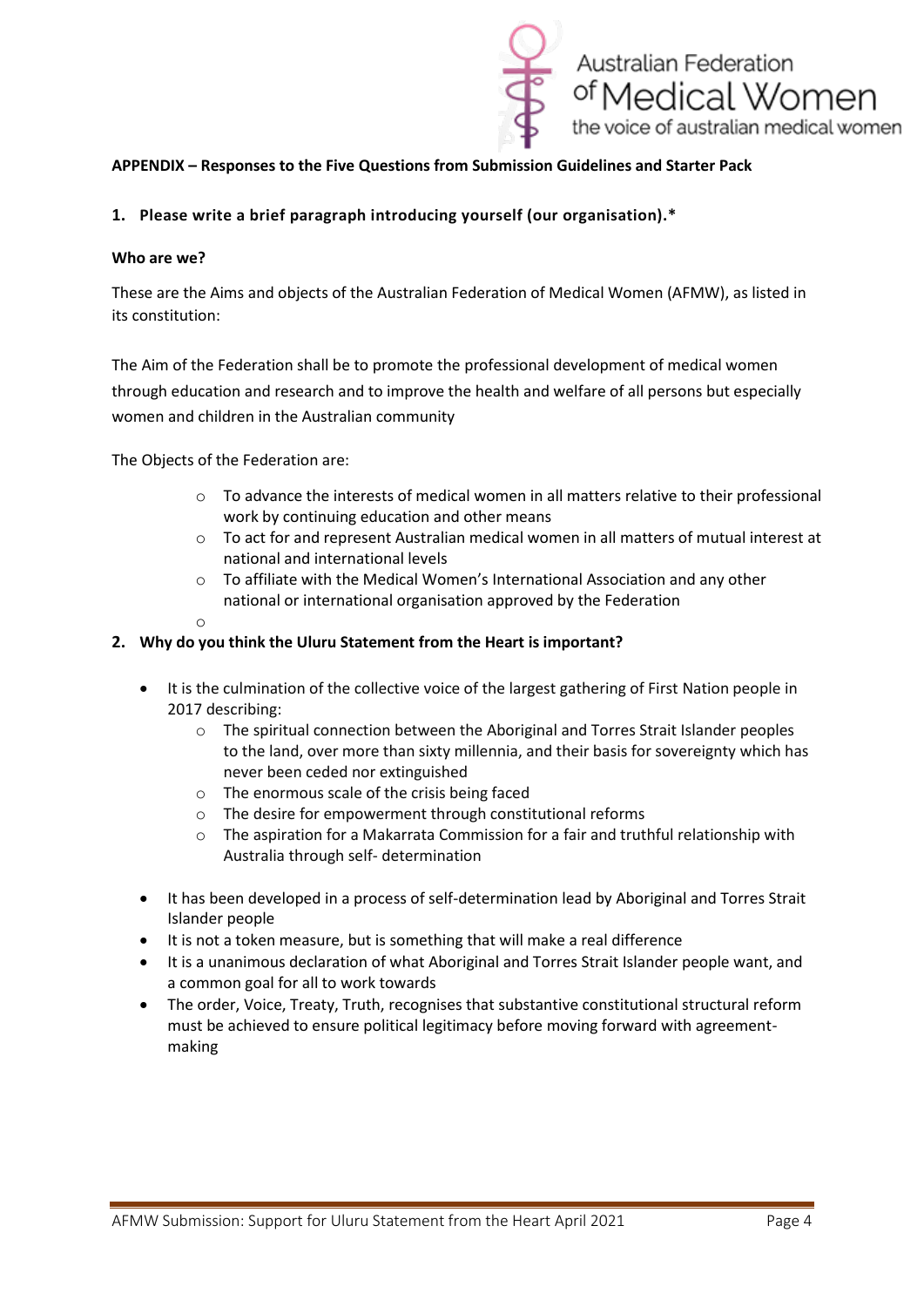**APPENDIX – Responses to the Five Questions from Submission Guidelines and Starter Pack**

1. **Please write a brief paragraph introducing yourself (our organisation).***

**Who are we?**

These are the Aims and objects of the Australian Federation of Medical Women (AFMW), as listed in its constitution:

The Aim of the Federation shall be to promote the professional development of medical women through education and research and to improve the health and welfare of all persons but especially women and children in the Australian community

The Objects of the Federation are:

- To advance the interests of medical women in all matters relative to their professional work by continuing education and other means
- To act for and represent Australian medical women in all matters of mutual interest at national and international levels
- To affiliate with the Medical Women's International Association and any other national or international organisation approved by the Federation

2. **Why do you think the Uluru Statement from the Heart is important?**

- It is the culmination of the collective voice of the largest gathering of First Nation people in 2017 describing:
  - The spiritual connection between the Aboriginal and Torres Strait Islander peoples to the land, over more than sixty millennia, and their basis for sovereignty which has never been ceded nor extinguished
  - The enormous scale of the crisis being faced
  - The desire for empowerment through constitutional reforms
  - The aspiration for a Makarrata Commission for a fair and truthful relationship with Australia through self- determination
- It has been developed in a process of self-determination lead by Aboriginal and Torres Strait Islander people
- It is not a token measure, but is something that will make a real difference
- It is a unanimous declaration of what Aboriginal and Torres Strait Islander people want, and a common goal for all to work towards
- The order, Voice, Treaty, Truth, recognises that substantive constitutional structural reform must be achieved to ensure political legitimacy before moving forward with agreement-making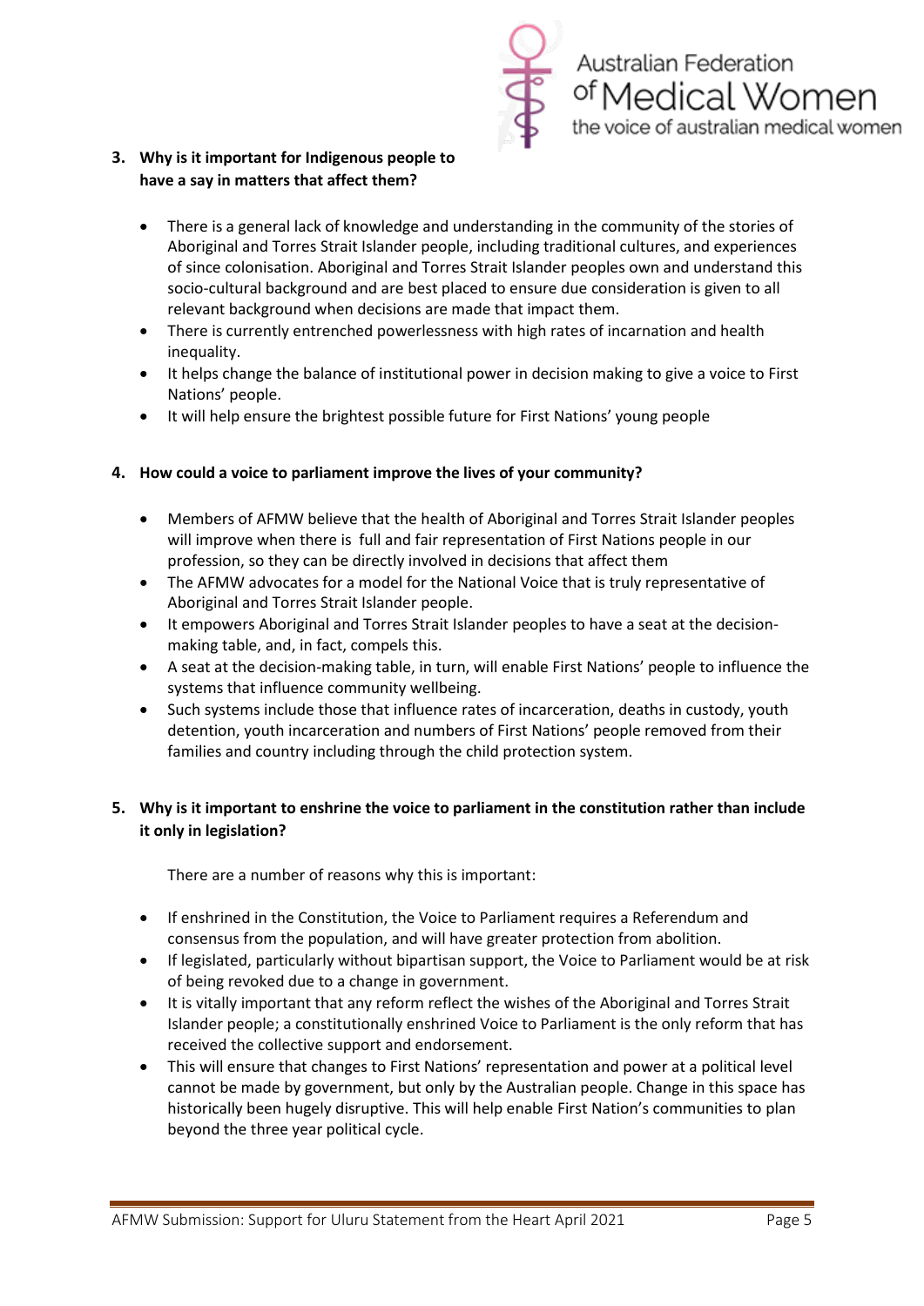3. **Why is it important for Indigenous people to have a say in matters that affect them?**

- There is a general lack of knowledge and understanding in the community of the stories of Aboriginal and Torres Strait Islander people, including traditional cultures, and experiences of since colonisation. Aboriginal and Torres Strait Islander peoples own and understand this socio-cultural background and are best placed to ensure due consideration is given to all relevant background when decisions are made that impact them.
- There is currently entrenched powerlessness with high rates of incarnation and health inequality.
- It helps change the balance of institutional power in decision making to give a voice to First Nations' people.
- It will help ensure the brightest possible future for First Nations' young people

4. **How could a voice to parliament improve the lives of your community?**

- Members of AFMW believe that the health of Aboriginal and Torres Strait Islander peoples will improve when there is  full and fair representation of First Nations people in our profession, so they can be directly involved in decisions that affect them
- The AFMW advocates for a model for the National Voice that is truly representative of Aboriginal and Torres Strait Islander people.
- It empowers Aboriginal and Torres Strait Islander peoples to have a seat at the decision-making table, and, in fact, compels this.
- A seat at the decision-making table, in turn, will enable First Nations' people to influence the systems that influence community wellbeing.
- Such systems include those that influence rates of incarceration, deaths in custody, youth detention, youth incarceration and numbers of First Nations' people removed from their families and country including through the child protection system.

5. **Why is it important to enshrine the voice to parliament in the constitution rather than include it only in legislation?**

There are a number of reasons why this is important:

- If enshrined in the Constitution, the Voice to Parliament requires a Referendum and consensus from the population, and will have greater protection from abolition.
- If legislated, particularly without bipartisan support, the Voice to Parliament would be at risk of being revoked due to a change in government.
- It is vitally important that any reform reflect the wishes of the Aboriginal and Torres Strait Islander people; a constitutionally enshrined Voice to Parliament is the only reform that has received the collective support and endorsement.
- This will ensure that changes to First Nations' representation and power at a political level cannot be made by government, but only by the Australian people. Change in this space has historically been hugely disruptive. This will help enable First Nation's communities to plan beyond the three year political cycle.